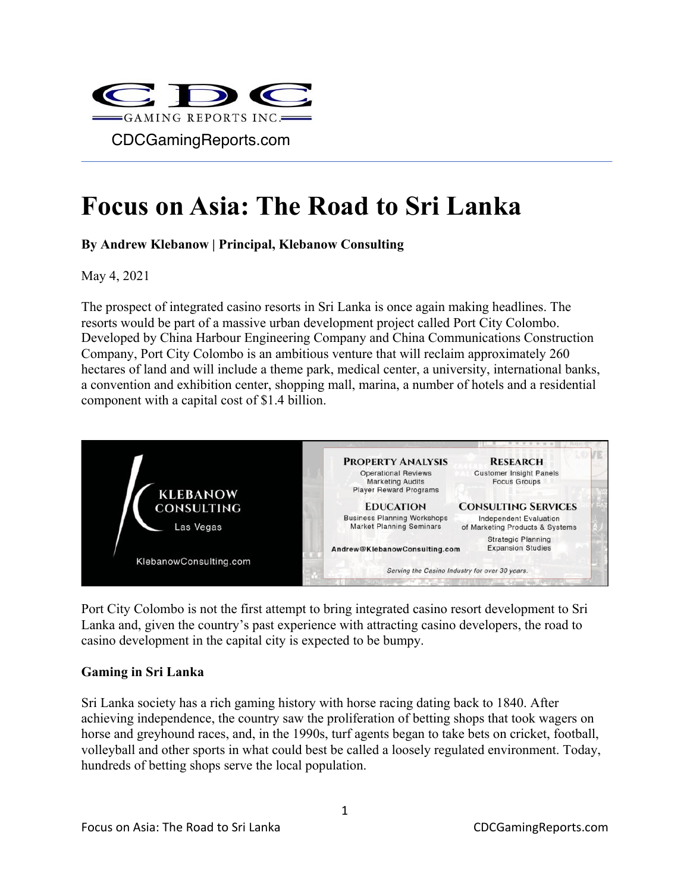CDC Gaming Reports Inc.

CDCGamingReports.com

# Focus on Asia: The Road to Sri Lanka

**By Andrew Klebanow | Principal, Klebanow Consulting**

May 4, 2021

The prospect of integrated casino resorts in Sri Lanka is once again making headlines. The resorts would be part of a massive urban development project called Port City Colombo. Developed by China Harbour Engineering Company and China Communications Construction Company, Port City Colombo is an ambitious venture that will reclaim approximately 260 hectares of land and will include a theme park, medical center, a university, international banks, a convention and exhibition center, shopping mall, marina, a number of hotels and a residential component with a capital cost of $1.4 billion.

KLEBANOW CONSULTING
Las Vegas
KlebanowConsulting.com

PROPERTY ANALYSIS
Operational Reviews
Marketing Audits
Player Reward Programs

RESEARCH
Customer Insight Panels
Focus Groups

EDUCATION
Business Planning Workshops
Market Planning Seminars

CONSULTING SERVICES
Independent Evaluation of Marketing Products & Systems
Strategic Planning
Expansion Studies

Andrew@KlebanowConsulting.com

*Serving the Casino Industry for over 30 years.*

Port City Colombo is not the first attempt to bring integrated casino resort development to Sri Lanka and, given the country's past experience with attracting casino developers, the road to casino development in the capital city is expected to be bumpy.

**Gaming in Sri Lanka**

Sri Lanka society has a rich gaming history with horse racing dating back to 1840. After achieving independence, the country saw the proliferation of betting shops that took wagers on horse and greyhound races, and, in the 1990s, turf agents began to take bets on cricket, football, volleyball and other sports in what could best be called a loosely regulated environment. Today, hundreds of betting shops serve the local population.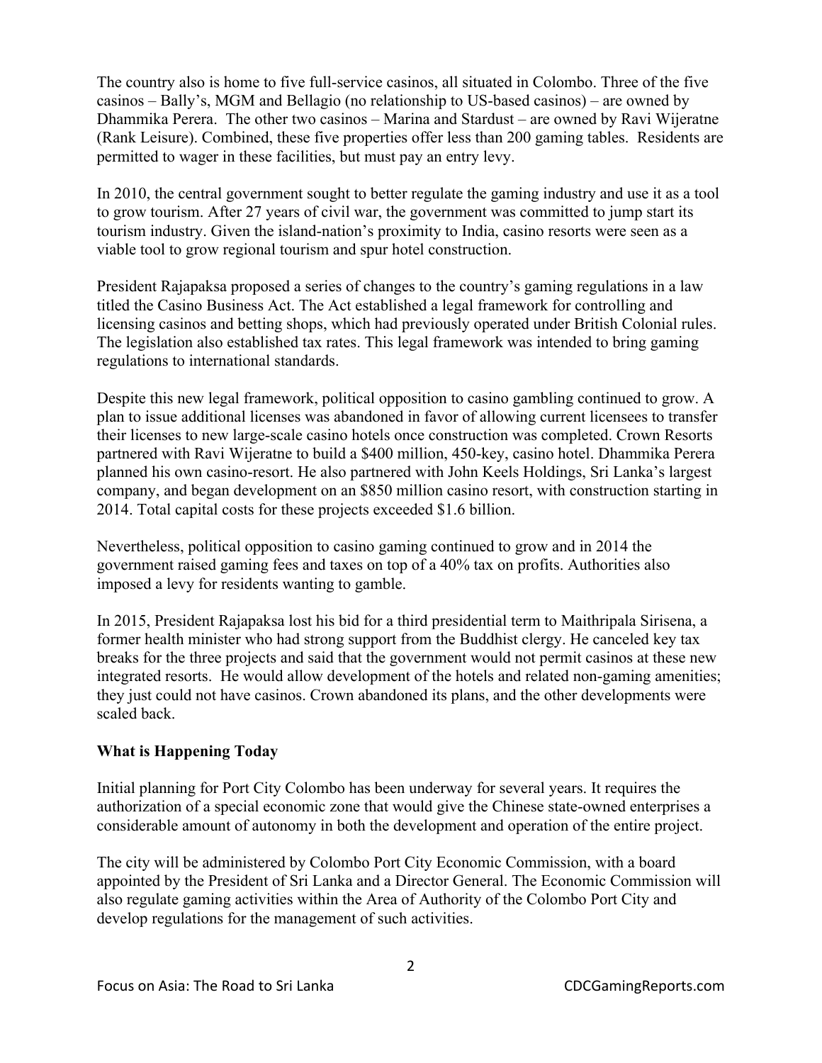The country also is home to five full-service casinos, all situated in Colombo. Three of the five casinos – Bally's, MGM and Bellagio (no relationship to US-based casinos) – are owned by Dhammika Perera. The other two casinos – Marina and Stardust – are owned by Ravi Wijeratne (Rank Leisure). Combined, these five properties offer less than 200 gaming tables. Residents are permitted to wager in these facilities, but must pay an entry levy.

In 2010, the central government sought to better regulate the gaming industry and use it as a tool to grow tourism. After 27 years of civil war, the government was committed to jump start its tourism industry. Given the island-nation's proximity to India, casino resorts were seen as a viable tool to grow regional tourism and spur hotel construction.

President Rajapaksa proposed a series of changes to the country's gaming regulations in a law titled the Casino Business Act. The Act established a legal framework for controlling and licensing casinos and betting shops, which had previously operated under British Colonial rules. The legislation also established tax rates. This legal framework was intended to bring gaming regulations to international standards.

Despite this new legal framework, political opposition to casino gambling continued to grow. A plan to issue additional licenses was abandoned in favor of allowing current licensees to transfer their licenses to new large-scale casino hotels once construction was completed. Crown Resorts partnered with Ravi Wijeratne to build a $400 million, 450-key, casino hotel. Dhammika Perera planned his own casino-resort. He also partnered with John Keels Holdings, Sri Lanka's largest company, and began development on an $850 million casino resort, with construction starting in 2014. Total capital costs for these projects exceeded $1.6 billion.

Nevertheless, political opposition to casino gaming continued to grow and in 2014 the government raised gaming fees and taxes on top of a 40% tax on profits. Authorities also imposed a levy for residents wanting to gamble.

In 2015, President Rajapaksa lost his bid for a third presidential term to Maithripala Sirisena, a former health minister who had strong support from the Buddhist clergy. He canceled key tax breaks for the three projects and said that the government would not permit casinos at these new integrated resorts. He would allow development of the hotels and related non-gaming amenities; they just could not have casinos. Crown abandoned its plans, and the other developments were scaled back.

**What is Happening Today**

Initial planning for Port City Colombo has been underway for several years. It requires the authorization of a special economic zone that would give the Chinese state-owned enterprises a considerable amount of autonomy in both the development and operation of the entire project.

The city will be administered by Colombo Port City Economic Commission, with a board appointed by the President of Sri Lanka and a Director General. The Economic Commission will also regulate gaming activities within the Area of Authority of the Colombo Port City and develop regulations for the management of such activities.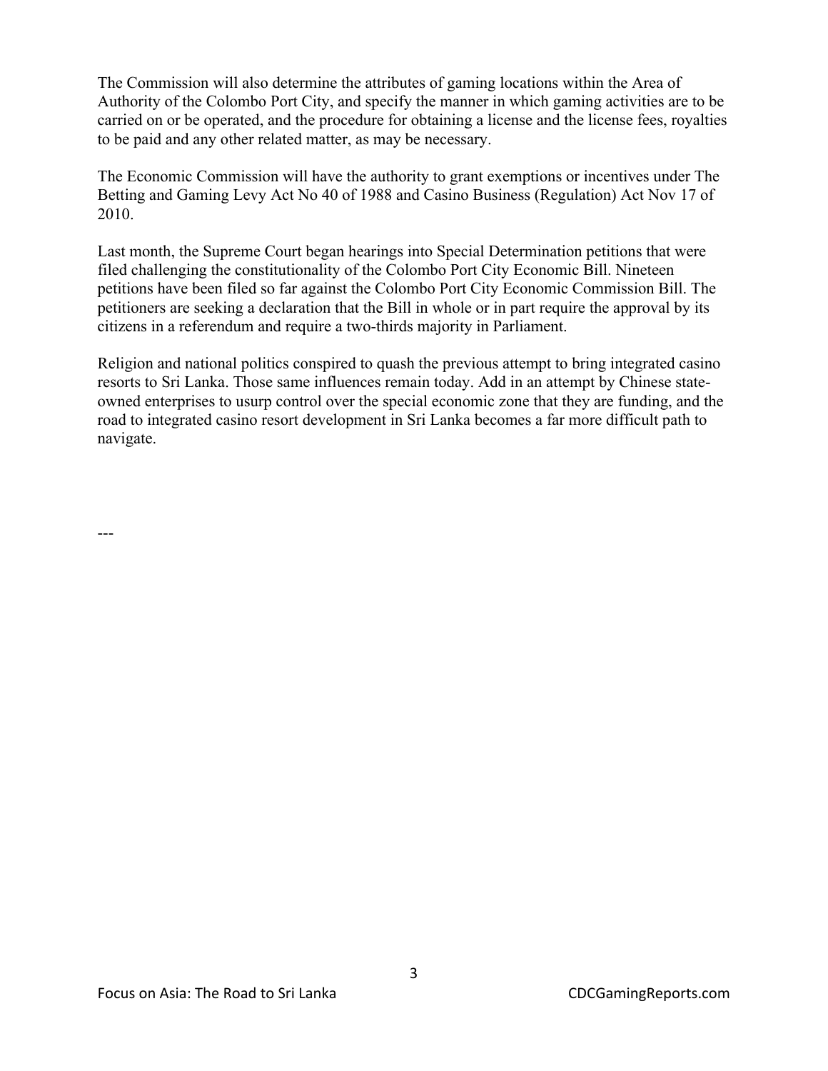The Commission will also determine the attributes of gaming locations within the Area of Authority of the Colombo Port City, and specify the manner in which gaming activities are to be carried on or be operated, and the procedure for obtaining a license and the license fees, royalties to be paid and any other related matter, as may be necessary.

The Economic Commission will have the authority to grant exemptions or incentives under The Betting and Gaming Levy Act No 40 of 1988 and Casino Business (Regulation) Act Nov 17 of 2010.

Last month, the Supreme Court began hearings into Special Determination petitions that were filed challenging the constitutionality of the Colombo Port City Economic Bill. Nineteen petitions have been filed so far against the Colombo Port City Economic Commission Bill. The petitioners are seeking a declaration that the Bill in whole or in part require the approval by its citizens in a referendum and require a two-thirds majority in Parliament.

Religion and national politics conspired to quash the previous attempt to bring integrated casino resorts to Sri Lanka. Those same influences remain today. Add in an attempt by Chinese state-owned enterprises to usurp control over the special economic zone that they are funding, and the road to integrated casino resort development in Sri Lanka becomes a far more difficult path to navigate.

---